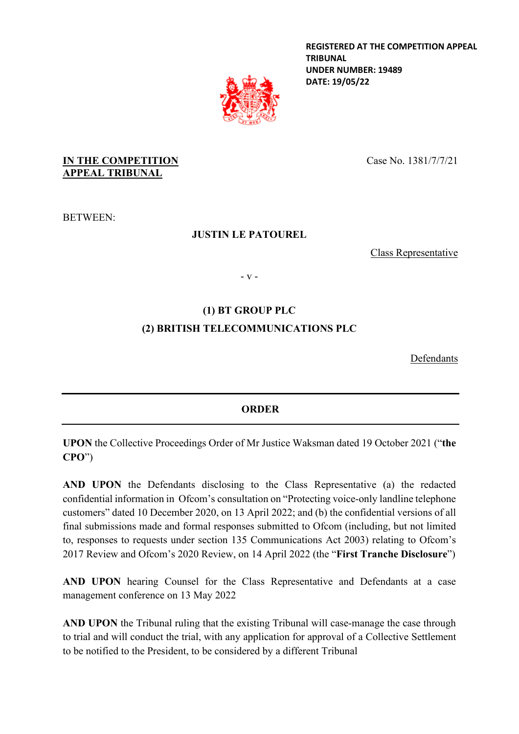**REGISTERED AT THE COMPETITION APPEAL TRIBUNAL**
**UNDER NUMBER: 19489**
**DATE: 19/05/22**

**IN THE COMPETITION APPEAL TRIBUNAL**

Case No. 1381/7/7/21

BETWEEN:

**JUSTIN LE PATOUREL**

Class Representative

- v -

**(1) BT GROUP PLC**
**(2) BRITISH TELECOMMUNICATIONS PLC**

Defendants

---

**ORDER**

---

**UPON** the Collective Proceedings Order of Mr Justice Waksman dated 19 October 2021 ("**the CPO**")

**AND UPON** the Defendants disclosing to the Class Representative (a) the redacted confidential information in Ofcom's consultation on "Protecting voice-only landline telephone customers" dated 10 December 2020, on 13 April 2022; and (b) the confidential versions of all final submissions made and formal responses submitted to Ofcom (including, but not limited to, responses to requests under section 135 Communications Act 2003) relating to Ofcom's 2017 Review and Ofcom's 2020 Review, on 14 April 2022 (the "**First Tranche Disclosure**")

**AND UPON** hearing Counsel for the Class Representative and Defendants at a case management conference on 13 May 2022

**AND UPON** the Tribunal ruling that the existing Tribunal will case-manage the case through to trial and will conduct the trial, with any application for approval of a Collective Settlement to be notified to the President, to be considered by a different Tribunal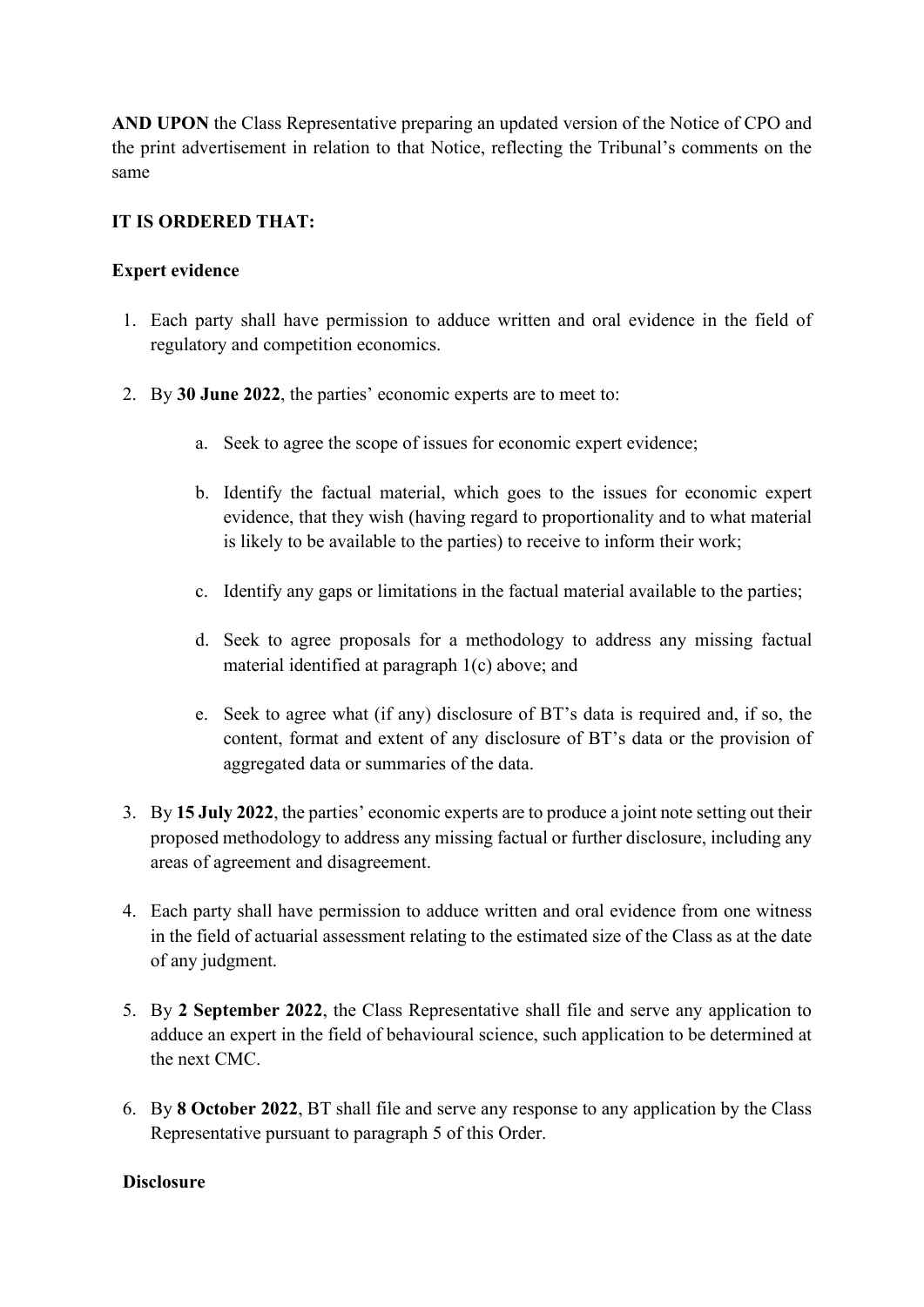**AND UPON** the Class Representative preparing an updated version of the Notice of CPO and the print advertisement in relation to that Notice, reflecting the Tribunal's comments on the same

**IT IS ORDERED THAT:**

**Expert evidence**

1. Each party shall have permission to adduce written and oral evidence in the field of regulatory and competition economics.

2. By **30 June 2022**, the parties' economic experts are to meet to:

   a. Seek to agree the scope of issues for economic expert evidence;

   b. Identify the factual material, which goes to the issues for economic expert evidence, that they wish (having regard to proportionality and to what material is likely to be available to the parties) to receive to inform their work;

   c. Identify any gaps or limitations in the factual material available to the parties;

   d. Seek to agree proposals for a methodology to address any missing factual material identified at paragraph 1(c) above; and

   e. Seek to agree what (if any) disclosure of BT's data is required and, if so, the content, format and extent of any disclosure of BT's data or the provision of aggregated data or summaries of the data.

3. By **15 July 2022**, the parties' economic experts are to produce a joint note setting out their proposed methodology to address any missing factual or further disclosure, including any areas of agreement and disagreement.

4. Each party shall have permission to adduce written and oral evidence from one witness in the field of actuarial assessment relating to the estimated size of the Class as at the date of any judgment.

5. By **2 September 2022**, the Class Representative shall file and serve any application to adduce an expert in the field of behavioural science, such application to be determined at the next CMC.

6. By **8 October 2022**, BT shall file and serve any response to any application by the Class Representative pursuant to paragraph 5 of this Order.

**Disclosure**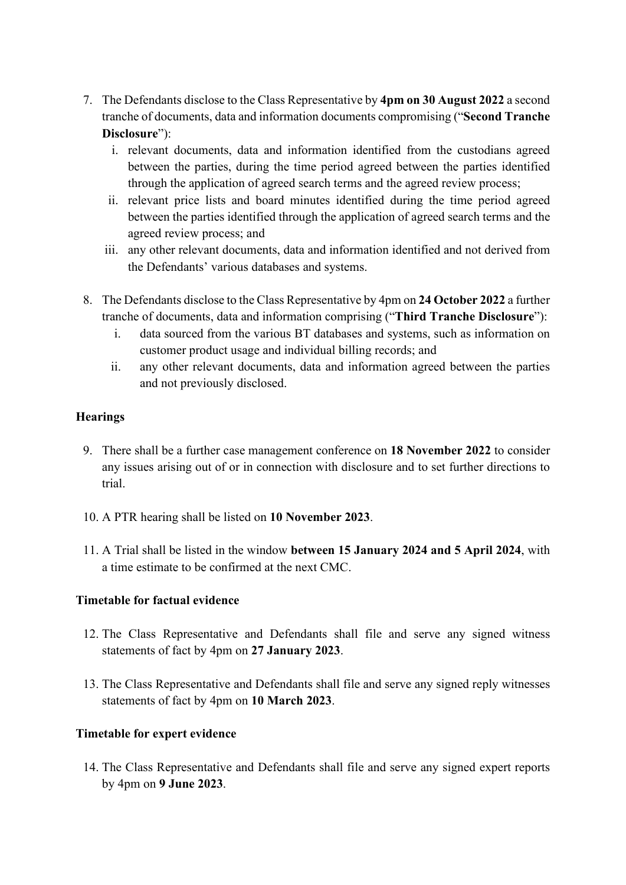7. The Defendants disclose to the Class Representative by **4pm on 30 August 2022** a second tranche of documents, data and information documents compromising ("**Second Tranche Disclosure**"):
   i. relevant documents, data and information identified from the custodians agreed between the parties, during the time period agreed between the parties identified through the application of agreed search terms and the agreed review process;
   ii. relevant price lists and board minutes identified during the time period agreed between the parties identified through the application of agreed search terms and the agreed review process; and
   iii. any other relevant documents, data and information identified and not derived from the Defendants' various databases and systems.

8. The Defendants disclose to the Class Representative by 4pm on **24 October 2022** a further tranche of documents, data and information comprising ("**Third Tranche Disclosure**"):
   i. data sourced from the various BT databases and systems, such as information on customer product usage and individual billing records; and
   ii. any other relevant documents, data and information agreed between the parties and not previously disclosed.

**Hearings**

9. There shall be a further case management conference on **18 November 2022** to consider any issues arising out of or in connection with disclosure and to set further directions to trial.

10. A PTR hearing shall be listed on **10 November 2023**.

11. A Trial shall be listed in the window **between 15 January 2024 and 5 April 2024**, with a time estimate to be confirmed at the next CMC.

**Timetable for factual evidence**

12. The Class Representative and Defendants shall file and serve any signed witness statements of fact by 4pm on **27 January 2023**.

13. The Class Representative and Defendants shall file and serve any signed reply witnesses statements of fact by 4pm on **10 March 2023**.

**Timetable for expert evidence**

14. The Class Representative and Defendants shall file and serve any signed expert reports by 4pm on **9 June 2023**.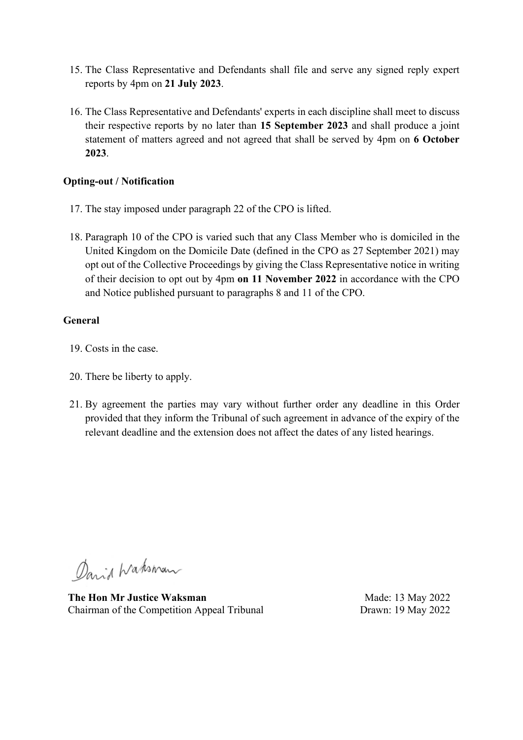15. The Class Representative and Defendants shall file and serve any signed reply expert reports by 4pm on **21 July 2023**.

16. The Class Representative and Defendants' experts in each discipline shall meet to discuss their respective reports by no later than **15 September 2023** and shall produce a joint statement of matters agreed and not agreed that shall be served by 4pm on **6 October 2023**.

**Opting-out / Notification**

17. The stay imposed under paragraph 22 of the CPO is lifted.

18. Paragraph 10 of the CPO is varied such that any Class Member who is domiciled in the United Kingdom on the Domicile Date (defined in the CPO as 27 September 2021) may opt out of the Collective Proceedings by giving the Class Representative notice in writing of their decision to opt out by 4pm **on 11 November 2022** in accordance with the CPO and Notice published pursuant to paragraphs 8 and 11 of the CPO.

**General**

19. Costs in the case.

20. There be liberty to apply.

21. By agreement the parties may vary without further order any deadline in this Order provided that they inform the Tribunal of such agreement in advance of the expiry of the relevant deadline and the extension does not affect the dates of any listed hearings.

David Waksman

**The Hon Mr Justice Waksman**
Chairman of the Competition Appeal Tribunal

Made: 13 May 2022
Drawn: 19 May 2022